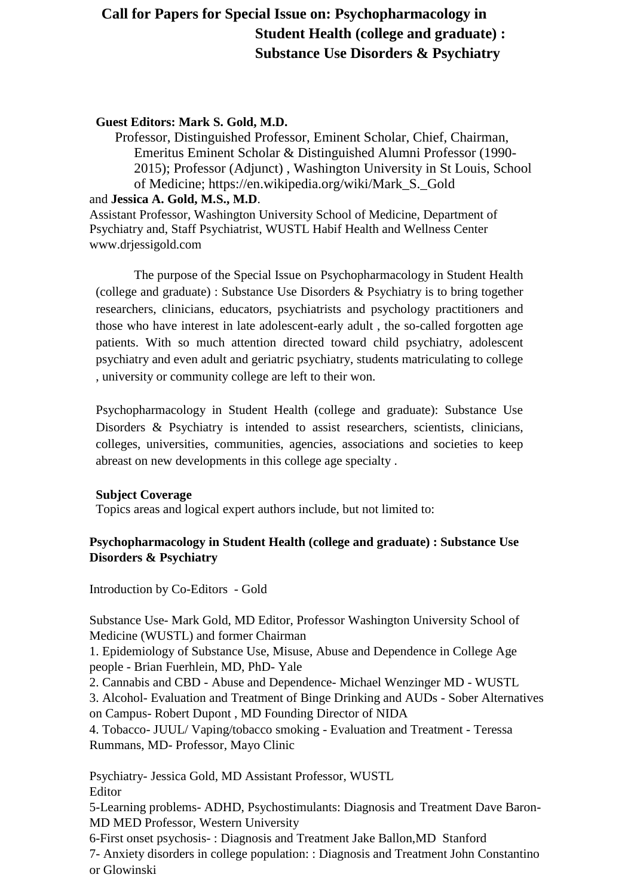# Call for Papers for Special Issue on: Psychopharmacology in Student Health (college and graduate) : Substance Use Disorders & Psychiatry

**Guest Editors: Mark S. Gold, M.D.**

Professor, Distinguished Professor, Eminent Scholar, Chief, Chairman, Emeritus Eminent Scholar & Distinguished Alumni Professor (1990-2015); Professor (Adjunct) , Washington University in St Louis, School of Medicine; https://en.wikipedia.org/wiki/Mark_S._Gold

and **Jessica A. Gold, M.S., M.D**.

Assistant Professor, Washington University School of Medicine, Department of Psychiatry and, Staff Psychiatrist, WUSTL Habif Health and Wellness Center www.drjessigold.com

The purpose of the Special Issue on Psychopharmacology in Student Health (college and graduate) : Substance Use Disorders & Psychiatry is to bring together researchers, clinicians, educators, psychiatrists and psychology practitioners and those who have interest in late adolescent-early adult , the so-called forgotten age patients. With so much attention directed toward child psychiatry, adolescent psychiatry and even adult and geriatric psychiatry, students matriculating to college , university or community college are left to their won.

Psychopharmacology in Student Health (college and graduate): Substance Use Disorders & Psychiatry is intended to assist researchers, scientists, clinicians, colleges, universities, communities, agencies, associations and societies to keep abreast on new developments in this college age specialty .

**Subject Coverage**

Topics areas and logical expert authors include, but not limited to:

**Psychopharmacology in Student Health (college and graduate) : Substance Use Disorders & Psychiatry**

Introduction by Co-Editors - Gold

Substance Use- Mark Gold, MD Editor, Professor Washington University School of Medicine (WUSTL) and former Chairman

1. Epidemiology of Substance Use, Misuse, Abuse and Dependence in College Age people - Brian Fuerhlein, MD, PhD- Yale
2. Cannabis and CBD - Abuse and Dependence- Michael Wenzinger MD - WUSTL
3. Alcohol- Evaluation and Treatment of Binge Drinking and AUDs - Sober Alternatives on Campus- Robert Dupont , MD Founding Director of NIDA
4. Tobacco- JUUL/ Vaping/tobacco smoking - Evaluation and Treatment - Teressa Rummans, MD- Professor, Mayo Clinic

Psychiatry- Jessica Gold, MD Assistant Professor, WUSTL Editor

5-Learning problems- ADHD, Psychostimulants: Diagnosis and Treatment Dave Baron-MD MED Professor, Western University

6-First onset psychosis- : Diagnosis and Treatment Jake Ballon,MD Stanford

7- Anxiety disorders in college population: : Diagnosis and Treatment John Constantino or Glowinski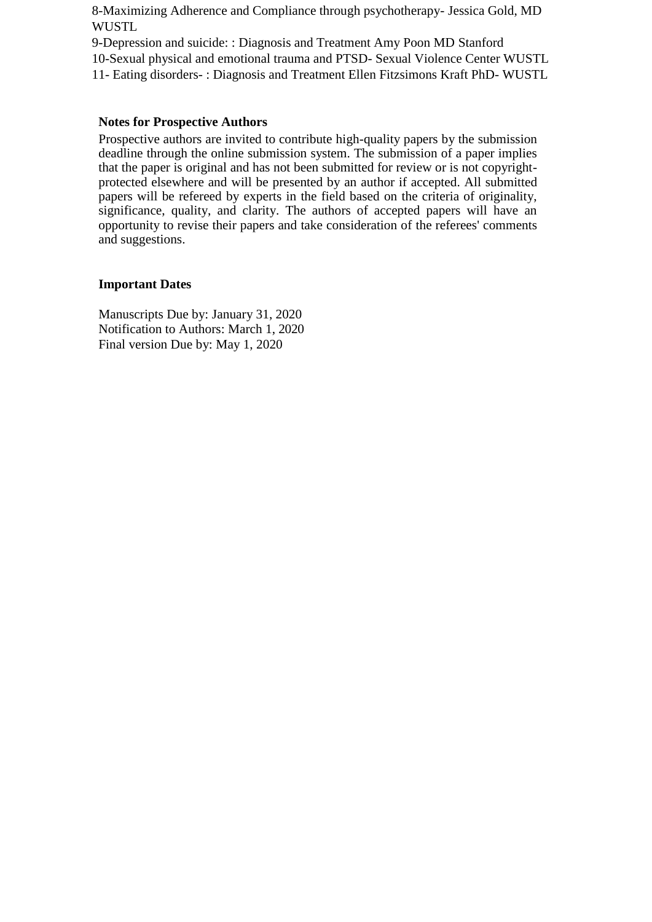8-Maximizing Adherence and Compliance through psychotherapy- Jessica Gold, MD WUSTL
9-Depression and suicide: : Diagnosis and Treatment Amy Poon MD Stanford
10-Sexual physical and emotional trauma and PTSD- Sexual Violence Center WUSTL
11- Eating disorders- : Diagnosis and Treatment Ellen Fitzsimons Kraft PhD- WUSTL

**Notes for Prospective Authors**

Prospective authors are invited to contribute high-quality papers by the submission deadline through the online submission system. The submission of a paper implies that the paper is original and has not been submitted for review or is not copyright-protected elsewhere and will be presented by an author if accepted. All submitted papers will be refereed by experts in the field based on the criteria of originality, significance, quality, and clarity. The authors of accepted papers will have an opportunity to revise their papers and take consideration of the referees' comments and suggestions.

**Important Dates**

Manuscripts Due by: January 31, 2020
Notification to Authors: March 1, 2020
Final version Due by: May 1, 2020